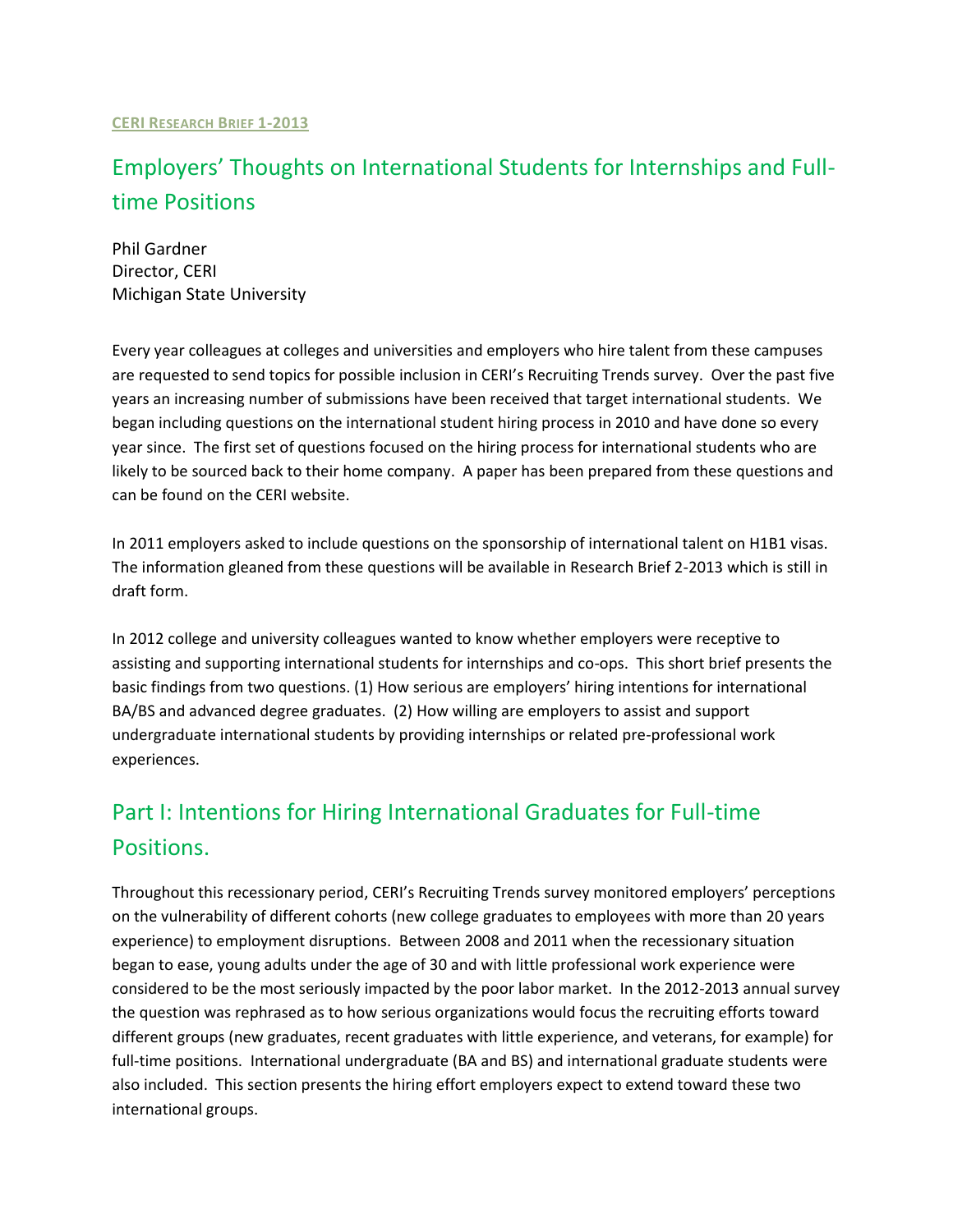**CERI RESEARCH BRIEF 1-2013**

# Employers' Thoughts on International Students for Internships and Full-time Positions

Phil Gardner
Director, CERI
Michigan State University

Every year colleagues at colleges and universities and employers who hire talent from these campuses are requested to send topics for possible inclusion in CERI's Recruiting Trends survey. Over the past five years an increasing number of submissions have been received that target international students. We began including questions on the international student hiring process in 2010 and have done so every year since. The first set of questions focused on the hiring process for international students who are likely to be sourced back to their home company. A paper has been prepared from these questions and can be found on the CERI website.

In 2011 employers asked to include questions on the sponsorship of international talent on H1B1 visas. The information gleaned from these questions will be available in Research Brief 2-2013 which is still in draft form.

In 2012 college and university colleagues wanted to know whether employers were receptive to assisting and supporting international students for internships and co-ops. This short brief presents the basic findings from two questions. (1) How serious are employers' hiring intentions for international BA/BS and advanced degree graduates. (2) How willing are employers to assist and support undergraduate international students by providing internships or related pre-professional work experiences.

## Part I: Intentions for Hiring International Graduates for Full-time Positions.

Throughout this recessionary period, CERI's Recruiting Trends survey monitored employers' perceptions on the vulnerability of different cohorts (new college graduates to employees with more than 20 years experience) to employment disruptions. Between 2008 and 2011 when the recessionary situation began to ease, young adults under the age of 30 and with little professional work experience were considered to be the most seriously impacted by the poor labor market. In the 2012-2013 annual survey the question was rephrased as to how serious organizations would focus the recruiting efforts toward different groups (new graduates, recent graduates with little experience, and veterans, for example) for full-time positions. International undergraduate (BA and BS) and international graduate students were also included. This section presents the hiring effort employers expect to extend toward these two international groups.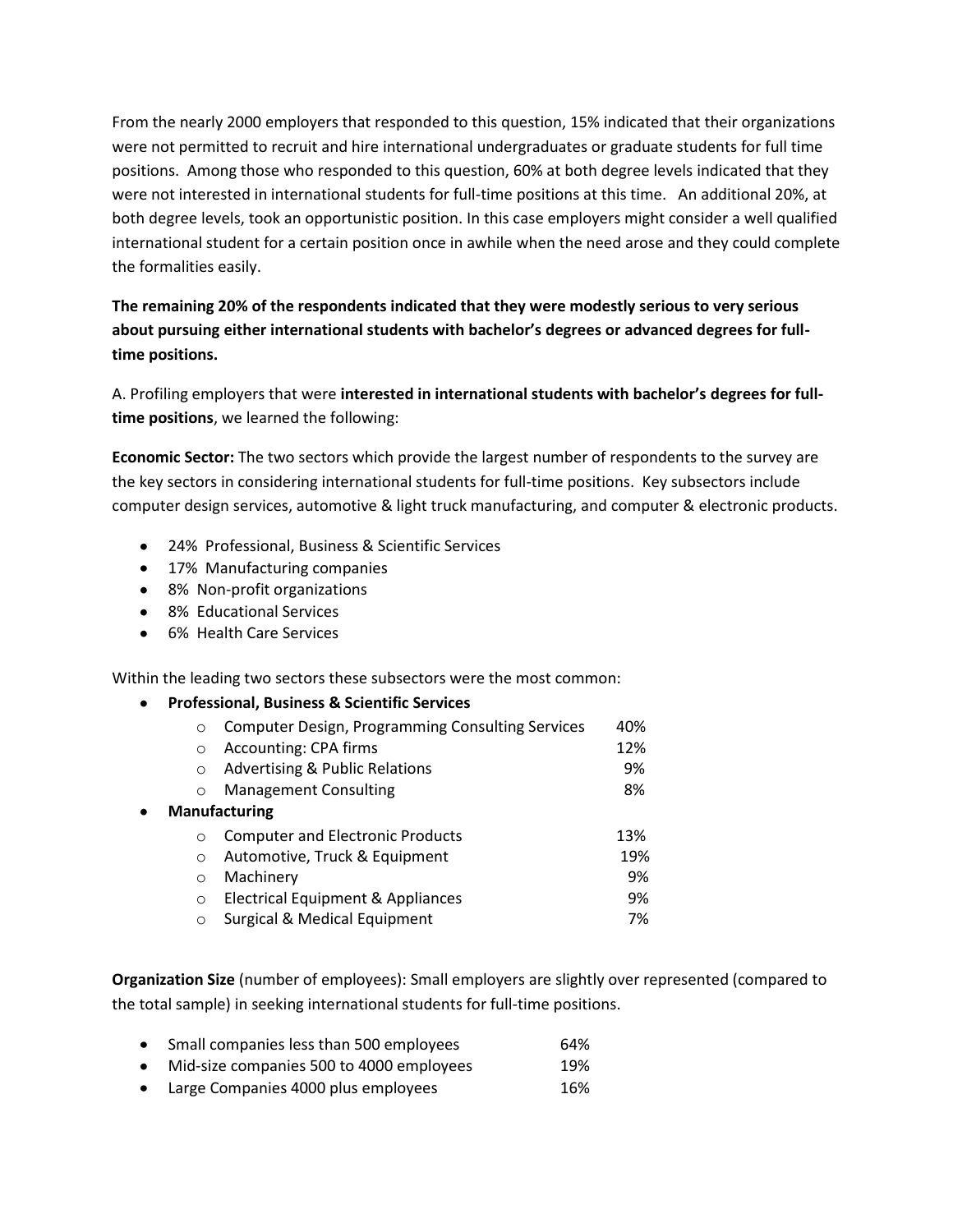From the nearly 2000 employers that responded to this question, 15% indicated that their organizations were not permitted to recruit and hire international undergraduates or graduate students for full time positions. Among those who responded to this question, 60% at both degree levels indicated that they were not interested in international students for full-time positions at this time. An additional 20%, at both degree levels, took an opportunistic position. In this case employers might consider a well qualified international student for a certain position once in awhile when the need arose and they could complete the formalities easily.

**The remaining 20% of the respondents indicated that they were modestly serious to very serious about pursuing either international students with bachelor's degrees or advanced degrees for full-time positions.**

A. Profiling employers that were **interested in international students with bachelor's degrees for full-time positions**, we learned the following:

**Economic Sector:** The two sectors which provide the largest number of respondents to the survey are the key sectors in considering international students for full-time positions. Key subsectors include computer design services, automotive & light truck manufacturing, and computer & electronic products.

- 24% Professional, Business & Scientific Services
- 17% Manufacturing companies
- 8% Non-profit organizations
- 8% Educational Services
- 6% Health Care Services

Within the leading two sectors these subsectors were the most common:

- **Professional, Business & Scientific Services**
  - Computer Design, Programming Consulting Services 40%
  - Accounting: CPA firms 12%
  - Advertising & Public Relations 9%
  - Management Consulting 8%
- **Manufacturing**
  - Computer and Electronic Products 13%
  - Automotive, Truck & Equipment 19%
  - Machinery 9%
  - Electrical Equipment & Appliances 9%
  - Surgical & Medical Equipment 7%

**Organization Size** (number of employees): Small employers are slightly over represented (compared to the total sample) in seeking international students for full-time positions.

- Small companies less than 500 employees 64%
- Mid-size companies 500 to 4000 employees 19%
- Large Companies 4000 plus employees 16%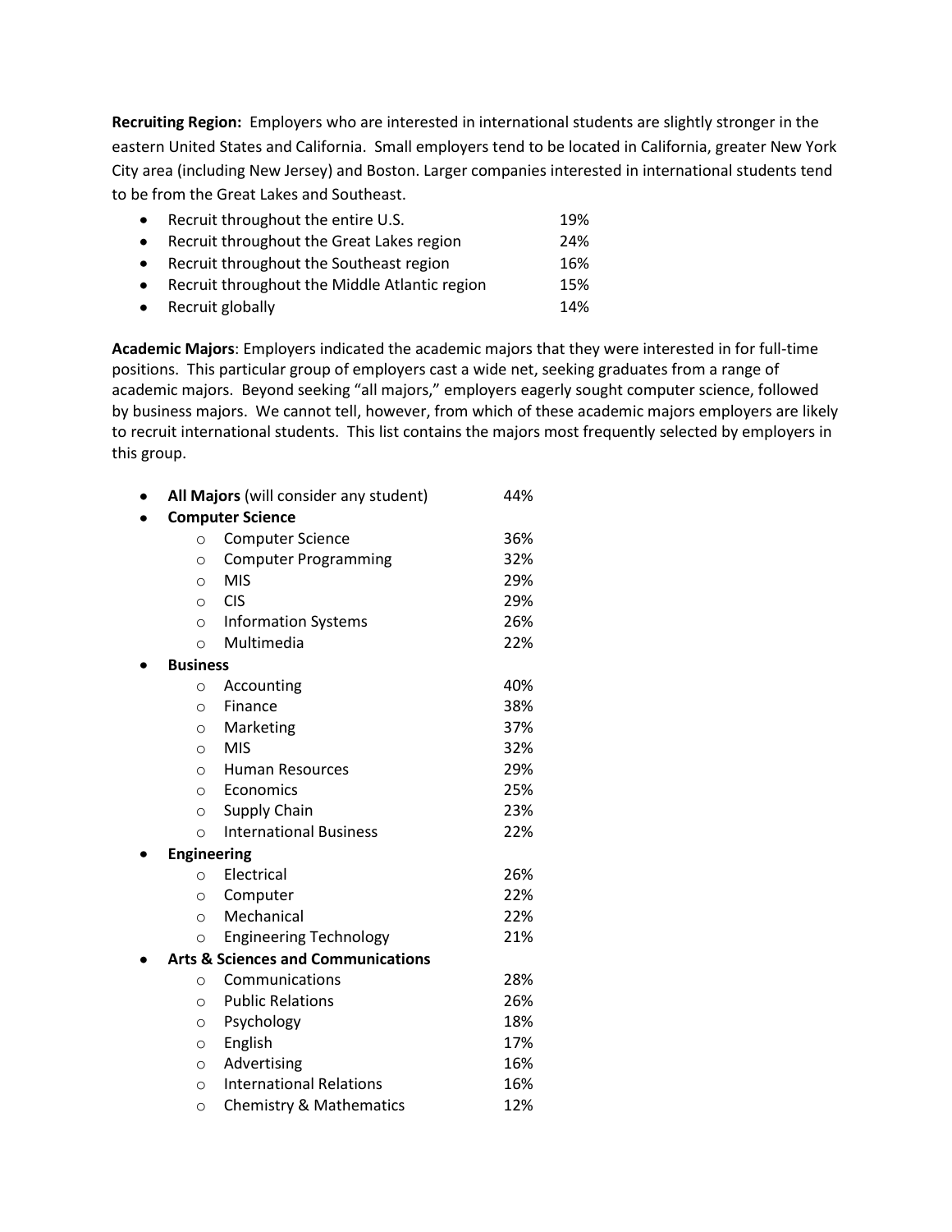**Recruiting Region:** Employers who are interested in international students are slightly stronger in the eastern United States and California. Small employers tend to be located in California, greater New York City area (including New Jersey) and Boston. Larger companies interested in international students tend to be from the Great Lakes and Southeast.

- Recruit throughout the entire U.S. 19%
- Recruit throughout the Great Lakes region 24%
- Recruit throughout the Southeast region 16%
- Recruit throughout the Middle Atlantic region 15%
- Recruit globally 14%

**Academic Majors**: Employers indicated the academic majors that they were interested in for full-time positions. This particular group of employers cast a wide net, seeking graduates from a range of academic majors. Beyond seeking "all majors," employers eagerly sought computer science, followed by business majors. We cannot tell, however, from which of these academic majors employers are likely to recruit international students. This list contains the majors most frequently selected by employers in this group.

- **All Majors** (will consider any student) 44%
- **Computer Science**
  - Computer Science 36%
  - Computer Programming 32%
  - MIS 29%
  - CIS 29%
  - Information Systems 26%
  - Multimedia 22%
- **Business**
  - Accounting 40%
  - Finance 38%
  - Marketing 37%
  - MIS 32%
  - Human Resources 29%
  - Economics 25%
  - Supply Chain 23%
  - International Business 22%
- **Engineering**
  - Electrical 26%
  - Computer 22%
  - Mechanical 22%
  - Engineering Technology 21%
- **Arts & Sciences and Communications**
  - Communications 28%
  - Public Relations 26%
  - Psychology 18%
  - English 17%
  - Advertising 16%
  - International Relations 16%
  - Chemistry & Mathematics 12%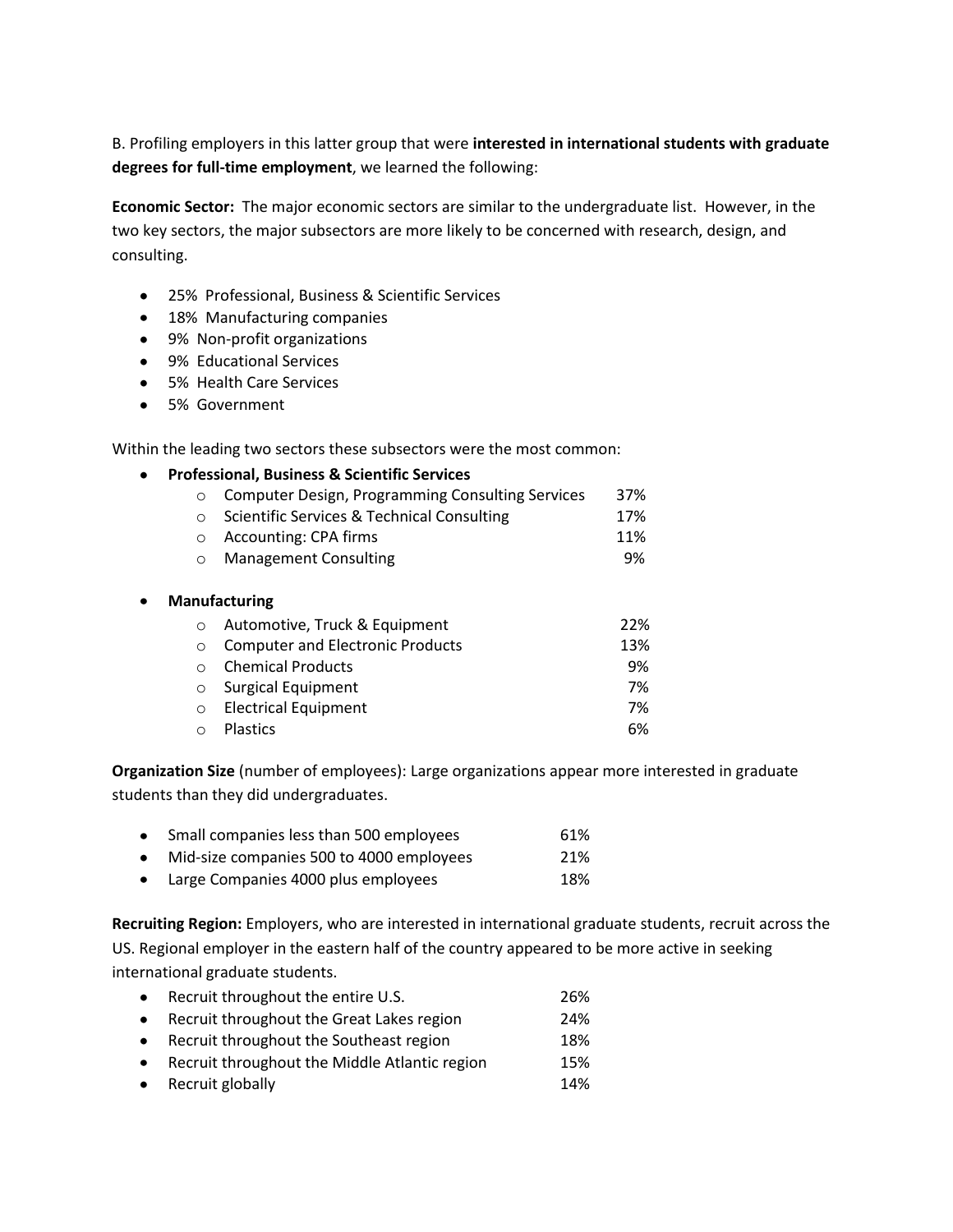B. Profiling employers in this latter group that were **interested in international students with graduate degrees for full-time employment**, we learned the following:

**Economic Sector:** The major economic sectors are similar to the undergraduate list. However, in the two key sectors, the major subsectors are more likely to be concerned with research, design, and consulting.

- 25% Professional, Business & Scientific Services
- 18% Manufacturing companies
- 9% Non-profit organizations
- 9% Educational Services
- 5% Health Care Services
- 5% Government

Within the leading two sectors these subsectors were the most common:

- **Professional, Business & Scientific Services**
  - Computer Design, Programming Consulting Services 37%
  - Scientific Services & Technical Consulting 17%
  - Accounting: CPA firms 11%
  - Management Consulting 9%

- **Manufacturing**
  - Automotive, Truck & Equipment 22%
  - Computer and Electronic Products 13%
  - Chemical Products 9%
  - Surgical Equipment 7%
  - Electrical Equipment 7%
  - Plastics 6%

**Organization Size** (number of employees): Large organizations appear more interested in graduate students than they did undergraduates.

- Small companies less than 500 employees 61%
- Mid-size companies 500 to 4000 employees 21%
- Large Companies 4000 plus employees 18%

**Recruiting Region:** Employers, who are interested in international graduate students, recruit across the US. Regional employer in the eastern half of the country appeared to be more active in seeking international graduate students.

- Recruit throughout the entire U.S. 26%
- Recruit throughout the Great Lakes region 24%
- Recruit throughout the Southeast region 18%
- Recruit throughout the Middle Atlantic region 15%
- Recruit globally 14%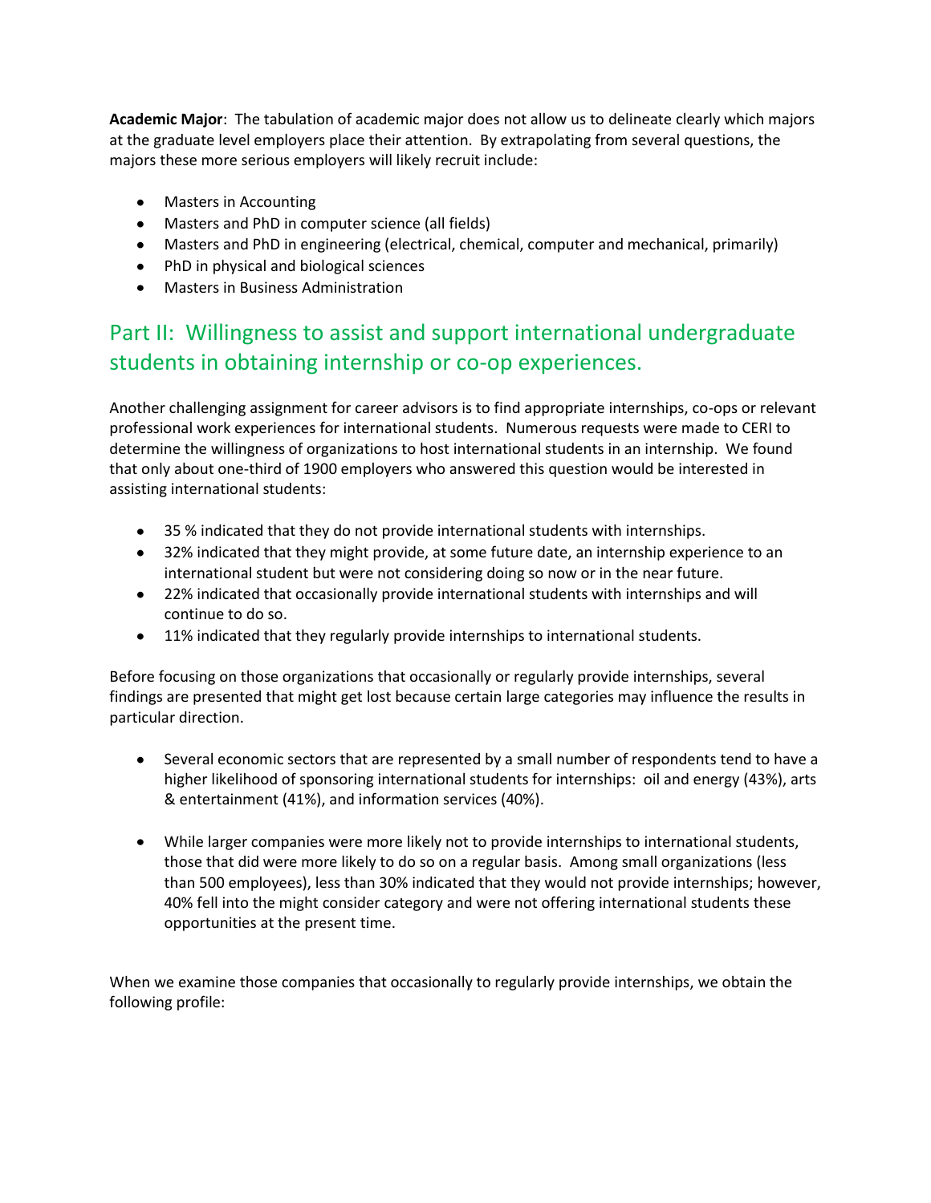**Academic Major**: The tabulation of academic major does not allow us to delineate clearly which majors at the graduate level employers place their attention. By extrapolating from several questions, the majors these more serious employers will likely recruit include:

- Masters in Accounting
- Masters and PhD in computer science (all fields)
- Masters and PhD in engineering (electrical, chemical, computer and mechanical, primarily)
- PhD in physical and biological sciences
- Masters in Business Administration

## Part II: Willingness to assist and support international undergraduate students in obtaining internship or co-op experiences.

Another challenging assignment for career advisors is to find appropriate internships, co-ops or relevant professional work experiences for international students. Numerous requests were made to CERI to determine the willingness of organizations to host international students in an internship. We found that only about one-third of 1900 employers who answered this question would be interested in assisting international students:

- 35 % indicated that they do not provide international students with internships.
- 32% indicated that they might provide, at some future date, an internship experience to an international student but were not considering doing so now or in the near future.
- 22% indicated that occasionally provide international students with internships and will continue to do so.
- 11% indicated that they regularly provide internships to international students.

Before focusing on those organizations that occasionally or regularly provide internships, several findings are presented that might get lost because certain large categories may influence the results in particular direction.

- Several economic sectors that are represented by a small number of respondents tend to have a higher likelihood of sponsoring international students for internships: oil and energy (43%), arts & entertainment (41%), and information services (40%).

- While larger companies were more likely not to provide internships to international students, those that did were more likely to do so on a regular basis. Among small organizations (less than 500 employees), less than 30% indicated that they would not provide internships; however, 40% fell into the might consider category and were not offering international students these opportunities at the present time.

When we examine those companies that occasionally to regularly provide internships, we obtain the following profile: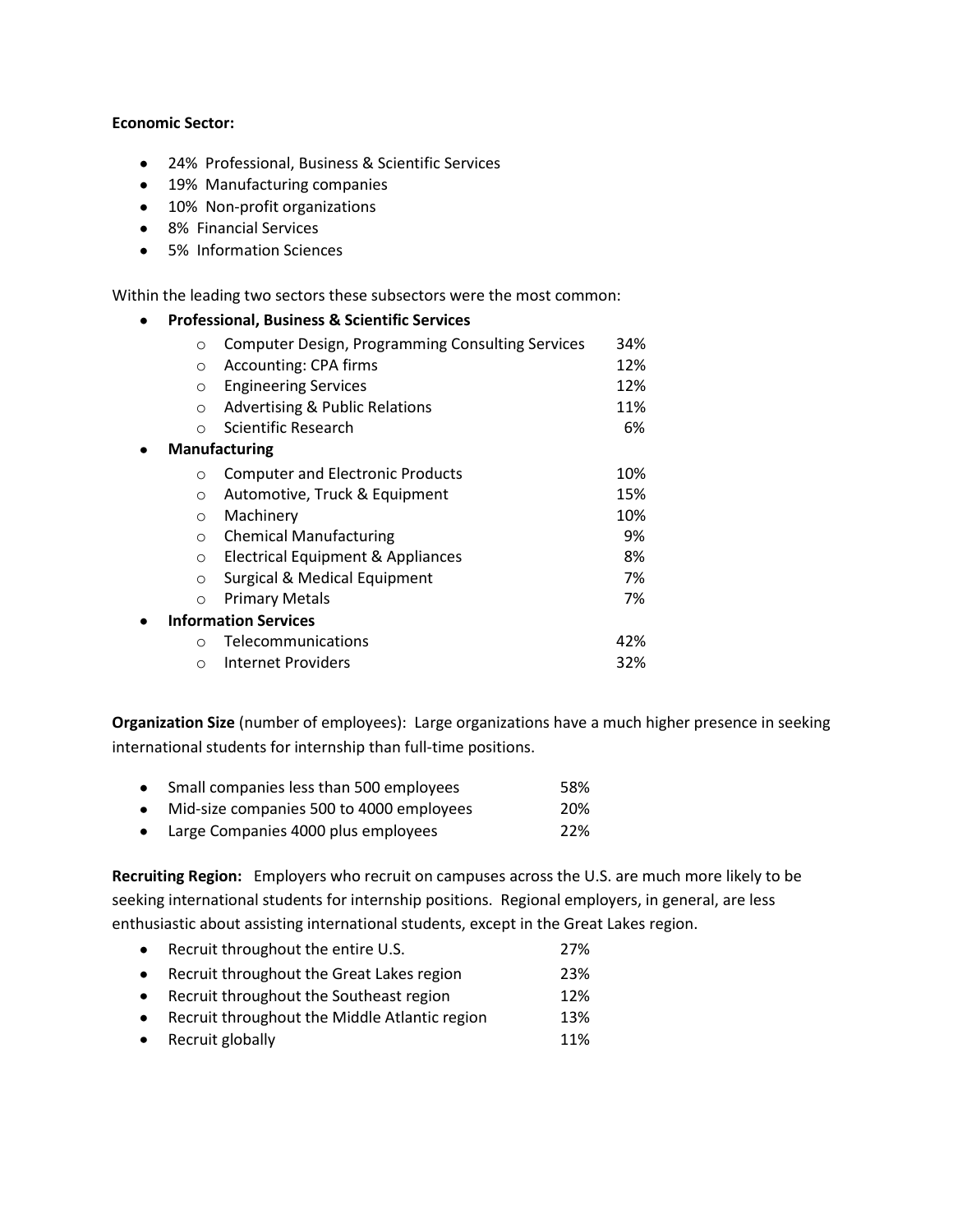**Economic Sector:**

- 24% Professional, Business & Scientific Services
- 19% Manufacturing companies
- 10% Non-profit organizations
- 8% Financial Services
- 5% Information Sciences

Within the leading two sectors these subsectors were the most common:

- **Professional, Business & Scientific Services**
  - Computer Design, Programming Consulting Services 34%
  - Accounting: CPA firms 12%
  - Engineering Services 12%
  - Advertising & Public Relations 11%
  - Scientific Research 6%
- **Manufacturing**
  - Computer and Electronic Products 10%
  - Automotive, Truck & Equipment 15%
  - Machinery 10%
  - Chemical Manufacturing 9%
  - Electrical Equipment & Appliances 8%
  - Surgical & Medical Equipment 7%
  - Primary Metals 7%
- **Information Services**
  - Telecommunications 42%
  - Internet Providers 32%

**Organization Size** (number of employees): Large organizations have a much higher presence in seeking international students for internship than full-time positions.

- Small companies less than 500 employees 58%
- Mid-size companies 500 to 4000 employees 20%
- Large Companies 4000 plus employees 22%

**Recruiting Region:** Employers who recruit on campuses across the U.S. are much more likely to be seeking international students for internship positions. Regional employers, in general, are less enthusiastic about assisting international students, except in the Great Lakes region.

- Recruit throughout the entire U.S. 27%
- Recruit throughout the Great Lakes region 23%
- Recruit throughout the Southeast region 12%
- Recruit throughout the Middle Atlantic region 13%
- Recruit globally 11%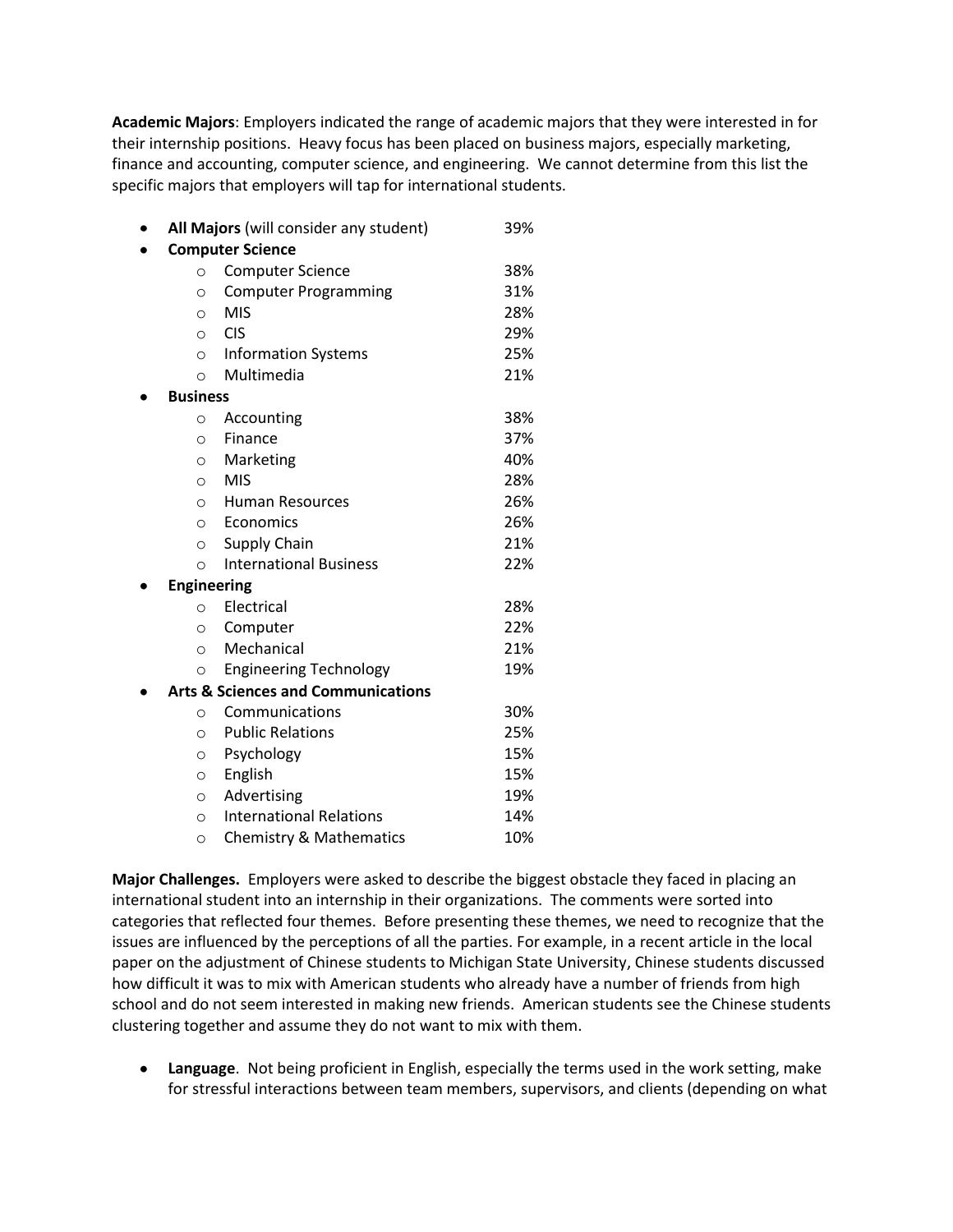**Academic Majors**: Employers indicated the range of academic majors that they were interested in for their internship positions. Heavy focus has been placed on business majors, especially marketing, finance and accounting, computer science, and engineering. We cannot determine from this list the specific majors that employers will tap for international students.

- **All Majors** (will consider any student) 39%
- **Computer Science**
  - Computer Science 38%
  - Computer Programming 31%
  - MIS 28%
  - CIS 29%
  - Information Systems 25%
  - Multimedia 21%
- **Business**
  - Accounting 38%
  - Finance 37%
  - Marketing 40%
  - MIS 28%
  - Human Resources 26%
  - Economics 26%
  - Supply Chain 21%
  - International Business 22%
- **Engineering**
  - Electrical 28%
  - Computer 22%
  - Mechanical 21%
  - Engineering Technology 19%
- **Arts & Sciences and Communications**
  - Communications 30%
  - Public Relations 25%
  - Psychology 15%
  - English 15%
  - Advertising 19%
  - International Relations 14%
  - Chemistry & Mathematics 10%

**Major Challenges.** Employers were asked to describe the biggest obstacle they faced in placing an international student into an internship in their organizations. The comments were sorted into categories that reflected four themes. Before presenting these themes, we need to recognize that the issues are influenced by the perceptions of all the parties. For example, in a recent article in the local paper on the adjustment of Chinese students to Michigan State University, Chinese students discussed how difficult it was to mix with American students who already have a number of friends from high school and do not seem interested in making new friends. American students see the Chinese students clustering together and assume they do not want to mix with them.

- **Language**. Not being proficient in English, especially the terms used in the work setting, make for stressful interactions between team members, supervisors, and clients (depending on what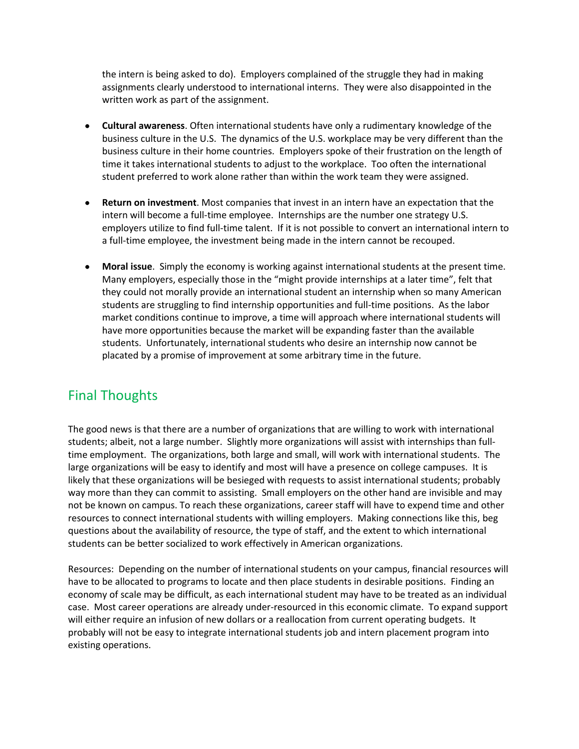the intern is being asked to do). Employers complained of the struggle they had in making assignments clearly understood to international interns. They were also disappointed in the written work as part of the assignment.

- **Cultural awareness**. Often international students have only a rudimentary knowledge of the business culture in the U.S. The dynamics of the U.S. workplace may be very different than the business culture in their home countries. Employers spoke of their frustration on the length of time it takes international students to adjust to the workplace. Too often the international student preferred to work alone rather than within the work team they were assigned.

- **Return on investment**. Most companies that invest in an intern have an expectation that the intern will become a full-time employee. Internships are the number one strategy U.S. employers utilize to find full-time talent. If it is not possible to convert an international intern to a full-time employee, the investment being made in the intern cannot be recouped.

- **Moral issue**. Simply the economy is working against international students at the present time. Many employers, especially those in the "might provide internships at a later time", felt that they could not morally provide an international student an internship when so many American students are struggling to find internship opportunities and full-time positions. As the labor market conditions continue to improve, a time will approach where international students will have more opportunities because the market will be expanding faster than the available students. Unfortunately, international students who desire an internship now cannot be placated by a promise of improvement at some arbitrary time in the future.

## Final Thoughts

The good news is that there are a number of organizations that are willing to work with international students; albeit, not a large number. Slightly more organizations will assist with internships than full-time employment. The organizations, both large and small, will work with international students. The large organizations will be easy to identify and most will have a presence on college campuses. It is likely that these organizations will be besieged with requests to assist international students; probably way more than they can commit to assisting. Small employers on the other hand are invisible and may not be known on campus. To reach these organizations, career staff will have to expend time and other resources to connect international students with willing employers. Making connections like this, beg questions about the availability of resource, the type of staff, and the extent to which international students can be better socialized to work effectively in American organizations.

Resources: Depending on the number of international students on your campus, financial resources will have to be allocated to programs to locate and then place students in desirable positions. Finding an economy of scale may be difficult, as each international student may have to be treated as an individual case. Most career operations are already under-resourced in this economic climate. To expand support will either require an infusion of new dollars or a reallocation from current operating budgets. It probably will not be easy to integrate international students job and intern placement program into existing operations.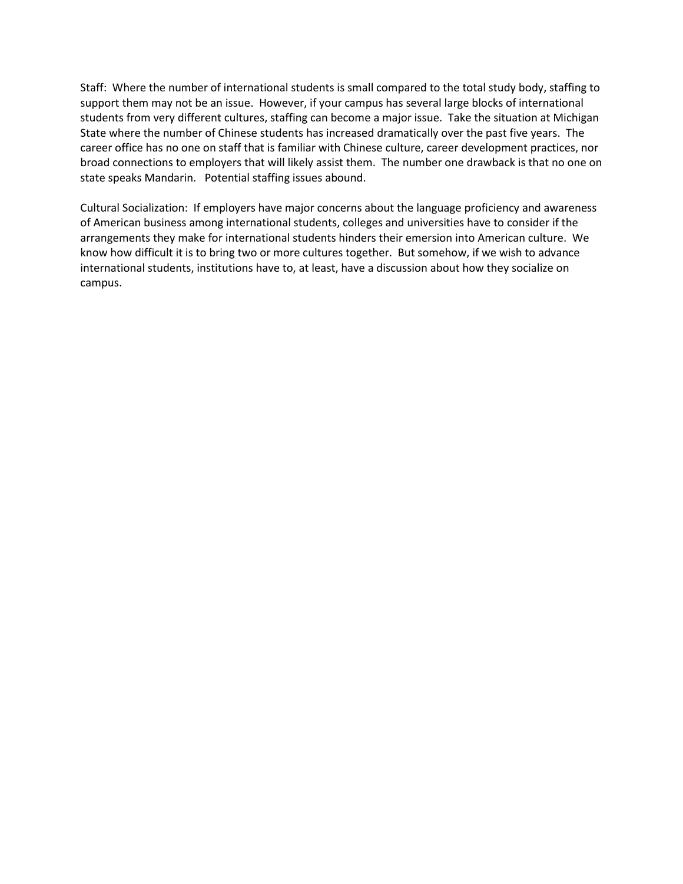Staff: Where the number of international students is small compared to the total study body, staffing to support them may not be an issue. However, if your campus has several large blocks of international students from very different cultures, staffing can become a major issue. Take the situation at Michigan State where the number of Chinese students has increased dramatically over the past five years. The career office has no one on staff that is familiar with Chinese culture, career development practices, nor broad connections to employers that will likely assist them. The number one drawback is that no one on state speaks Mandarin. Potential staffing issues abound.

Cultural Socialization: If employers have major concerns about the language proficiency and awareness of American business among international students, colleges and universities have to consider if the arrangements they make for international students hinders their emersion into American culture. We know how difficult it is to bring two or more cultures together. But somehow, if we wish to advance international students, institutions have to, at least, have a discussion about how they socialize on campus.